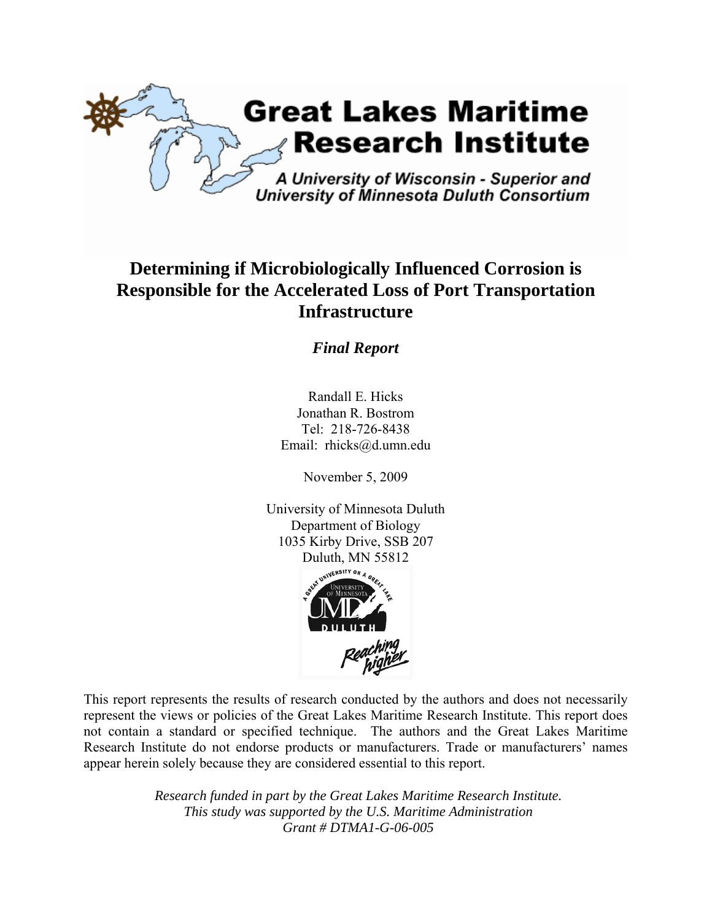Great Lakes Maritime Research Institute

A University of Wisconsin - Superior and University of Minnesota Duluth Consortium

# Determining if Microbiologically Influenced Corrosion is Responsible for the Accelerated Loss of Port Transportation Infrastructure

***Final Report***

Randall E. Hicks
Jonathan R. Bostrom
Tel: 218-726-8438
Email: rhicks@d.umn.edu

November 5, 2009

University of Minnesota Duluth
Department of Biology
1035 Kirby Drive, SSB 207
Duluth, MN 55812

This report represents the results of research conducted by the authors and does not necessarily represent the views or policies of the Great Lakes Maritime Research Institute. This report does not contain a standard or specified technique. The authors and the Great Lakes Maritime Research Institute do not endorse products or manufacturers. Trade or manufacturers' names appear herein solely because they are considered essential to this report.

*Research funded in part by the Great Lakes Maritime Research Institute.*
*This study was supported by the U.S. Maritime Administration*
*Grant # DTMA1-G-06-005*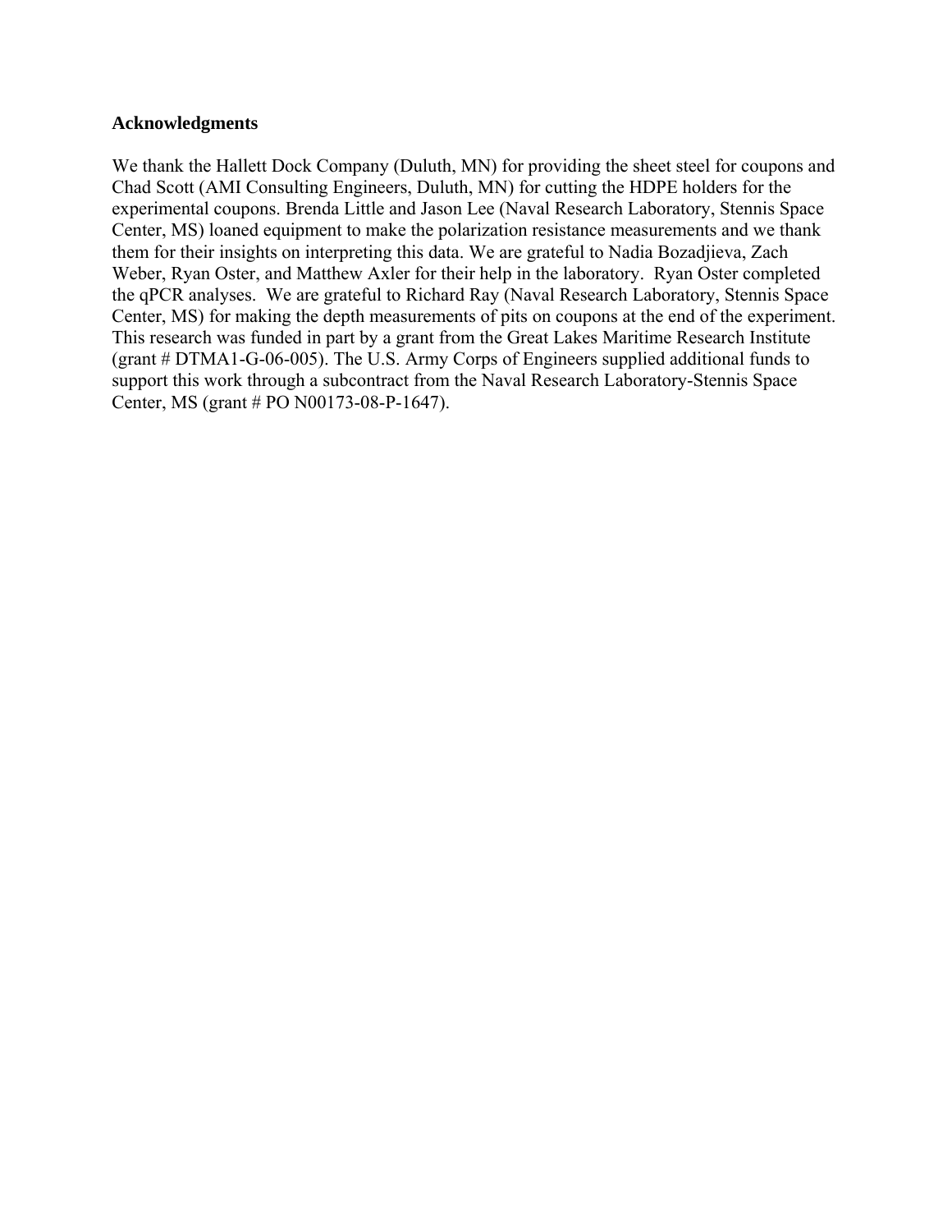## Acknowledgments

We thank the Hallett Dock Company (Duluth, MN) for providing the sheet steel for coupons and Chad Scott (AMI Consulting Engineers, Duluth, MN) for cutting the HDPE holders for the experimental coupons. Brenda Little and Jason Lee (Naval Research Laboratory, Stennis Space Center, MS) loaned equipment to make the polarization resistance measurements and we thank them for their insights on interpreting this data. We are grateful to Nadia Bozadjieva, Zach Weber, Ryan Oster, and Matthew Axler for their help in the laboratory. Ryan Oster completed the qPCR analyses. We are grateful to Richard Ray (Naval Research Laboratory, Stennis Space Center, MS) for making the depth measurements of pits on coupons at the end of the experiment. This research was funded in part by a grant from the Great Lakes Maritime Research Institute (grant # DTMA1-G-06-005). The U.S. Army Corps of Engineers supplied additional funds to support this work through a subcontract from the Naval Research Laboratory-Stennis Space Center, MS (grant # PO N00173-08-P-1647).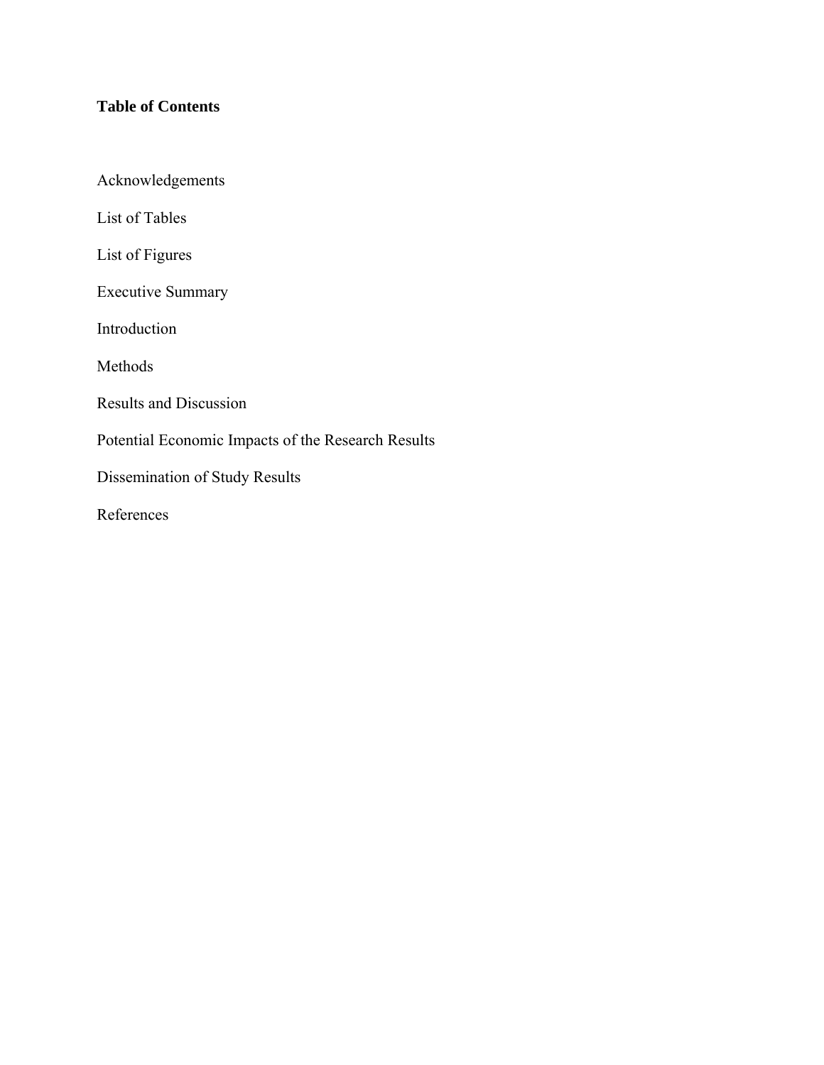**Table of Contents**

Acknowledgements

List of Tables

List of Figures

Executive Summary

Introduction

Methods

Results and Discussion

Potential Economic Impacts of the Research Results

Dissemination of Study Results

References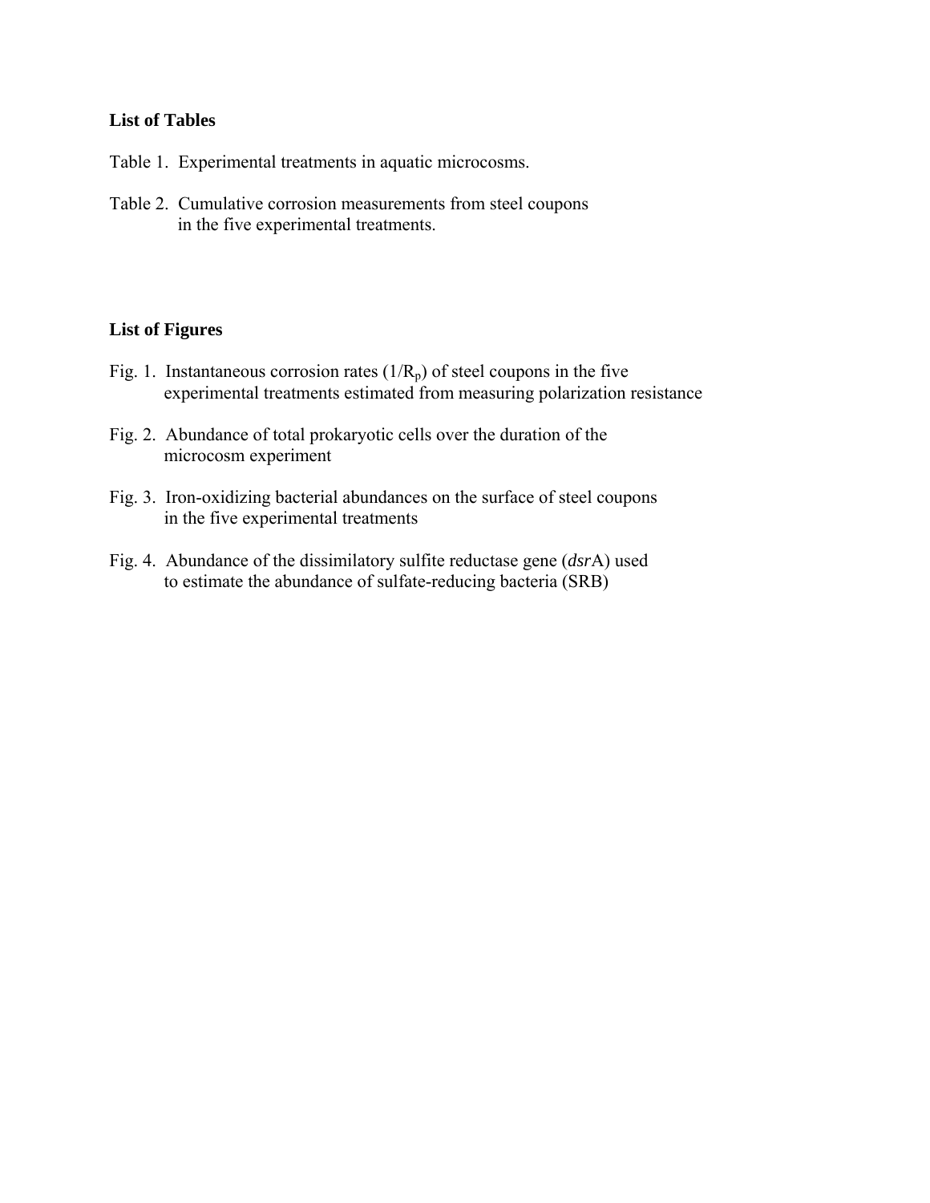**List of Tables**

Table 1. Experimental treatments in aquatic microcosms.

Table 2. Cumulative corrosion measurements from steel coupons in the five experimental treatments.

**List of Figures**

Fig. 1. Instantaneous corrosion rates ($1/R_p$) of steel coupons in the five experimental treatments estimated from measuring polarization resistance

Fig. 2. Abundance of total prokaryotic cells over the duration of the microcosm experiment

Fig. 3. Iron-oxidizing bacterial abundances on the surface of steel coupons in the five experimental treatments

Fig. 4. Abundance of the dissimilatory sulfite reductase gene (*dsr*A) used to estimate the abundance of sulfate-reducing bacteria (SRB)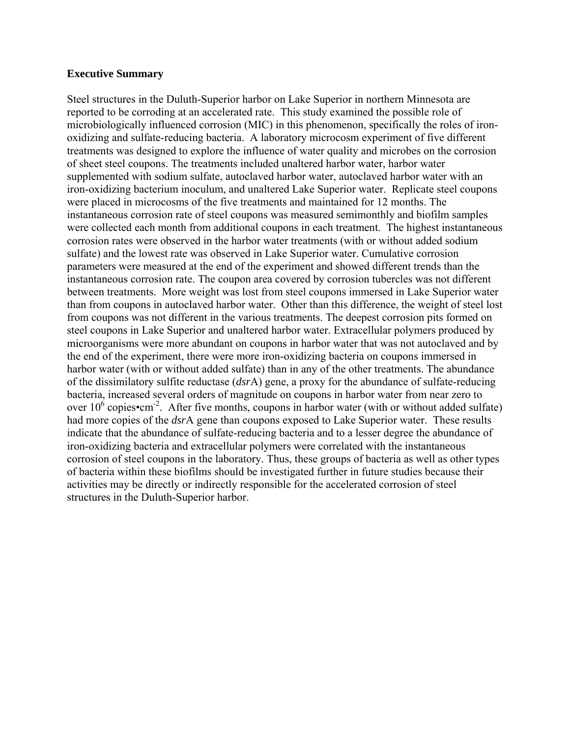## Executive Summary

Steel structures in the Duluth-Superior harbor on Lake Superior in northern Minnesota are reported to be corroding at an accelerated rate. This study examined the possible role of microbiologically influenced corrosion (MIC) in this phenomenon, specifically the roles of iron-oxidizing and sulfate-reducing bacteria. A laboratory microcosm experiment of five different treatments was designed to explore the influence of water quality and microbes on the corrosion of sheet steel coupons. The treatments included unaltered harbor water, harbor water supplemented with sodium sulfate, autoclaved harbor water, autoclaved harbor water with an iron-oxidizing bacterium inoculum, and unaltered Lake Superior water. Replicate steel coupons were placed in microcosms of the five treatments and maintained for 12 months. The instantaneous corrosion rate of steel coupons was measured semimonthly and biofilm samples were collected each month from additional coupons in each treatment. The highest instantaneous corrosion rates were observed in the harbor water treatments (with or without added sodium sulfate) and the lowest rate was observed in Lake Superior water. Cumulative corrosion parameters were measured at the end of the experiment and showed different trends than the instantaneous corrosion rate. The coupon area covered by corrosion tubercles was not different between treatments. More weight was lost from steel coupons immersed in Lake Superior water than from coupons in autoclaved harbor water. Other than this difference, the weight of steel lost from coupons was not different in the various treatments. The deepest corrosion pits formed on steel coupons in Lake Superior and unaltered harbor water. Extracellular polymers produced by microorganisms were more abundant on coupons in harbor water that was not autoclaved and by the end of the experiment, there were more iron-oxidizing bacteria on coupons immersed in harbor water (with or without added sulfate) than in any of the other treatments. The abundance of the dissimilatory sulfite reductase (*dsr*A) gene, a proxy for the abundance of sulfate-reducing bacteria, increased several orders of magnitude on coupons in harbor water from near zero to over $10^6$ copies•cm$^{-2}$. After five months, coupons in harbor water (with or without added sulfate) had more copies of the *dsr*A gene than coupons exposed to Lake Superior water. These results indicate that the abundance of sulfate-reducing bacteria and to a lesser degree the abundance of iron-oxidizing bacteria and extracellular polymers were correlated with the instantaneous corrosion of steel coupons in the laboratory. Thus, these groups of bacteria as well as other types of bacteria within these biofilms should be investigated further in future studies because their activities may be directly or indirectly responsible for the accelerated corrosion of steel structures in the Duluth-Superior harbor.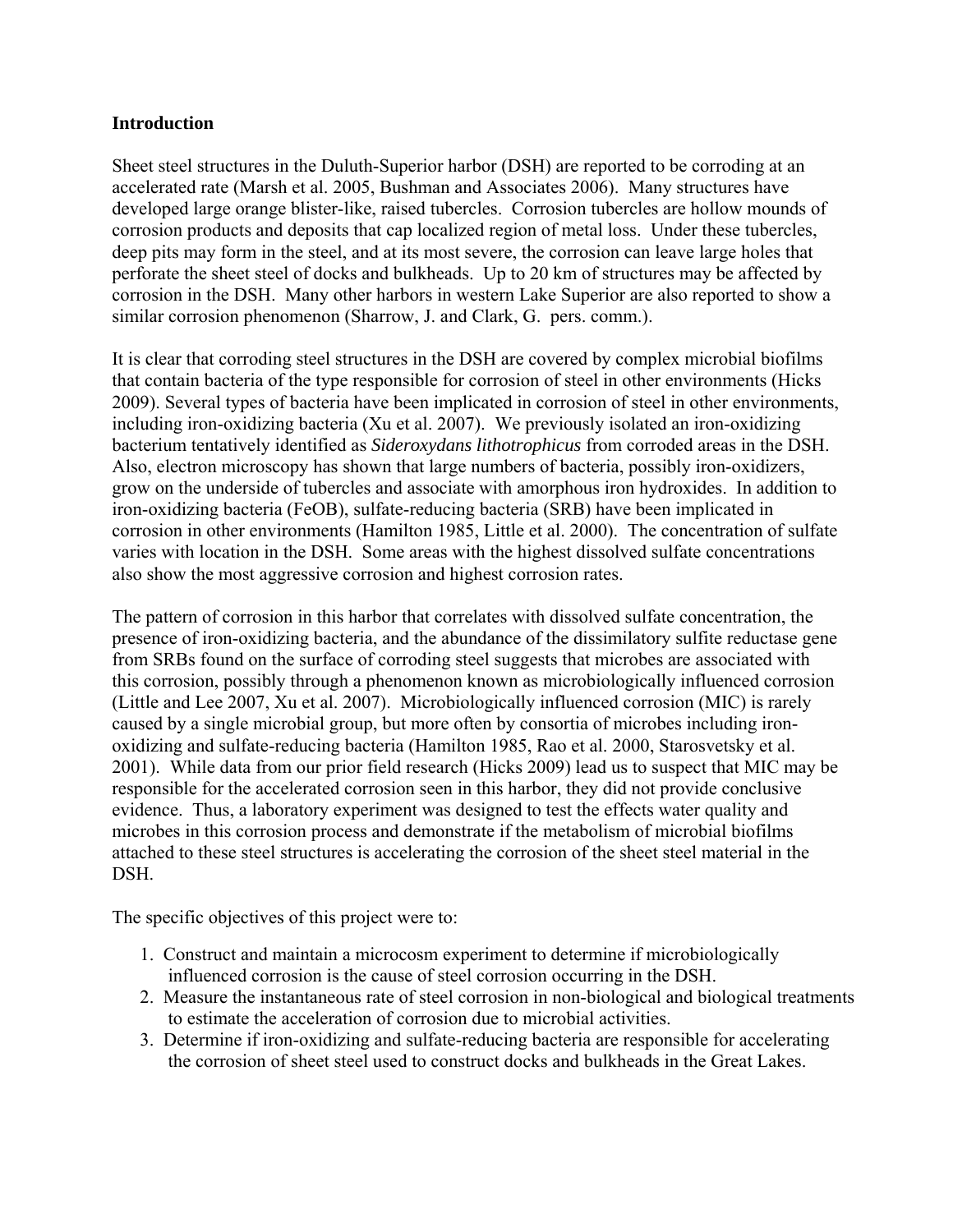## Introduction

Sheet steel structures in the Duluth-Superior harbor (DSH) are reported to be corroding at an accelerated rate (Marsh et al. 2005, Bushman and Associates 2006). Many structures have developed large orange blister-like, raised tubercles. Corrosion tubercles are hollow mounds of corrosion products and deposits that cap localized region of metal loss. Under these tubercles, deep pits may form in the steel, and at its most severe, the corrosion can leave large holes that perforate the sheet steel of docks and bulkheads. Up to 20 km of structures may be affected by corrosion in the DSH. Many other harbors in western Lake Superior are also reported to show a similar corrosion phenomenon (Sharrow, J. and Clark, G. pers. comm.).

It is clear that corroding steel structures in the DSH are covered by complex microbial biofilms that contain bacteria of the type responsible for corrosion of steel in other environments (Hicks 2009). Several types of bacteria have been implicated in corrosion of steel in other environments, including iron-oxidizing bacteria (Xu et al. 2007). We previously isolated an iron-oxidizing bacterium tentatively identified as *Sideroxydans lithotrophicus* from corroded areas in the DSH. Also, electron microscopy has shown that large numbers of bacteria, possibly iron-oxidizers, grow on the underside of tubercles and associate with amorphous iron hydroxides. In addition to iron-oxidizing bacteria (FeOB), sulfate-reducing bacteria (SRB) have been implicated in corrosion in other environments (Hamilton 1985, Little et al. 2000). The concentration of sulfate varies with location in the DSH. Some areas with the highest dissolved sulfate concentrations also show the most aggressive corrosion and highest corrosion rates.

The pattern of corrosion in this harbor that correlates with dissolved sulfate concentration, the presence of iron-oxidizing bacteria, and the abundance of the dissimilatory sulfite reductase gene from SRBs found on the surface of corroding steel suggests that microbes are associated with this corrosion, possibly through a phenomenon known as microbiologically influenced corrosion (Little and Lee 2007, Xu et al. 2007). Microbiologically influenced corrosion (MIC) is rarely caused by a single microbial group, but more often by consortia of microbes including iron-oxidizing and sulfate-reducing bacteria (Hamilton 1985, Rao et al. 2000, Starosvetsky et al. 2001). While data from our prior field research (Hicks 2009) lead us to suspect that MIC may be responsible for the accelerated corrosion seen in this harbor, they did not provide conclusive evidence. Thus, a laboratory experiment was designed to test the effects water quality and microbes in this corrosion process and demonstrate if the metabolism of microbial biofilms attached to these steel structures is accelerating the corrosion of the sheet steel material in the DSH.

The specific objectives of this project were to:

1. Construct and maintain a microcosm experiment to determine if microbiologically influenced corrosion is the cause of steel corrosion occurring in the DSH.
2. Measure the instantaneous rate of steel corrosion in non-biological and biological treatments to estimate the acceleration of corrosion due to microbial activities.
3. Determine if iron-oxidizing and sulfate-reducing bacteria are responsible for accelerating the corrosion of sheet steel used to construct docks and bulkheads in the Great Lakes.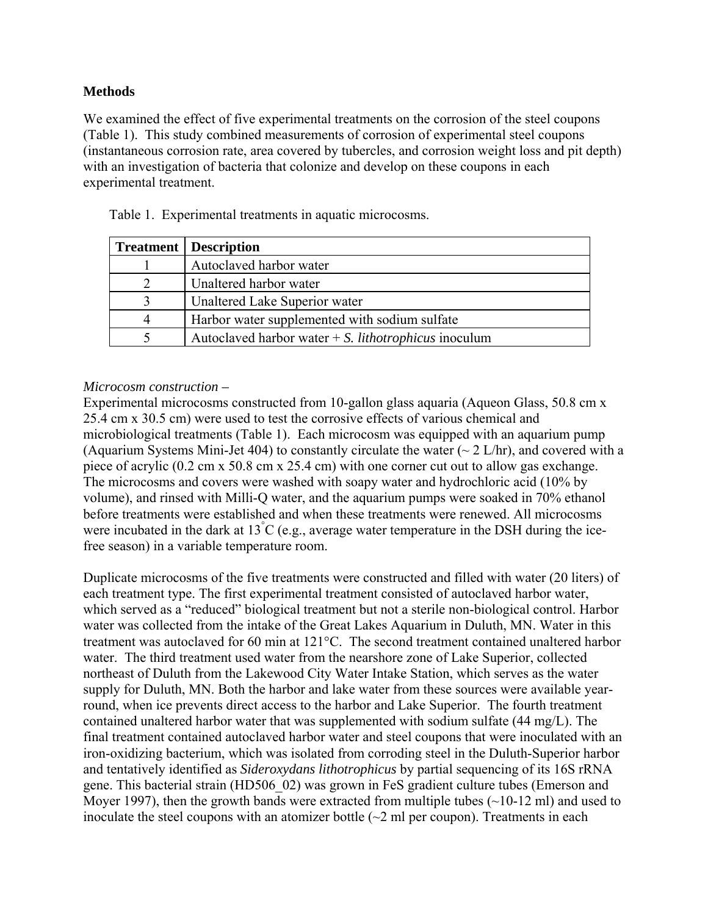**Methods**

We examined the effect of five experimental treatments on the corrosion of the steel coupons (Table 1). This study combined measurements of corrosion of experimental steel coupons (instantaneous corrosion rate, area covered by tubercles, and corrosion weight loss and pit depth) with an investigation of bacteria that colonize and develop on these coupons in each experimental treatment.

Table 1. Experimental treatments in aquatic microcosms.

| Treatment | Description |
|---|---|
| 1 | Autoclaved harbor water |
| 2 | Unaltered harbor water |
| 3 | Unaltered Lake Superior water |
| 4 | Harbor water supplemented with sodium sulfate |
| 5 | Autoclaved harbor water + *S. lithotrophicus* inoculum |

*Microcosm construction –*

Experimental microcosms constructed from 10-gallon glass aquaria (Aqueon Glass, 50.8 cm x 25.4 cm x 30.5 cm) were used to test the corrosive effects of various chemical and microbiological treatments (Table 1). Each microcosm was equipped with an aquarium pump (Aquarium Systems Mini-Jet 404) to constantly circulate the water (~ 2 L/hr), and covered with a piece of acrylic (0.2 cm x 50.8 cm x 25.4 cm) with one corner cut out to allow gas exchange. The microcosms and covers were washed with soapy water and hydrochloric acid (10% by volume), and rinsed with Milli-Q water, and the aquarium pumps were soaked in 70% ethanol before treatments were established and when these treatments were renewed. All microcosms were incubated in the dark at 13$^{\circ}$C (e.g., average water temperature in the DSH during the ice-free season) in a variable temperature room.

Duplicate microcosms of the five treatments were constructed and filled with water (20 liters) of each treatment type. The first experimental treatment consisted of autoclaved harbor water, which served as a "reduced" biological treatment but not a sterile non-biological control. Harbor water was collected from the intake of the Great Lakes Aquarium in Duluth, MN. Water in this treatment was autoclaved for 60 min at 121°C. The second treatment contained unaltered harbor water. The third treatment used water from the nearshore zone of Lake Superior, collected northeast of Duluth from the Lakewood City Water Intake Station, which serves as the water supply for Duluth, MN. Both the harbor and lake water from these sources were available year-round, when ice prevents direct access to the harbor and Lake Superior. The fourth treatment contained unaltered harbor water that was supplemented with sodium sulfate (44 mg/L). The final treatment contained autoclaved harbor water and steel coupons that were inoculated with an iron-oxidizing bacterium, which was isolated from corroding steel in the Duluth-Superior harbor and tentatively identified as *Sideroxydans lithotrophicus* by partial sequencing of its 16S rRNA gene. This bacterial strain (HD506_02) was grown in FeS gradient culture tubes (Emerson and Moyer 1997), then the growth bands were extracted from multiple tubes (~10-12 ml) and used to inoculate the steel coupons with an atomizer bottle (~2 ml per coupon). Treatments in each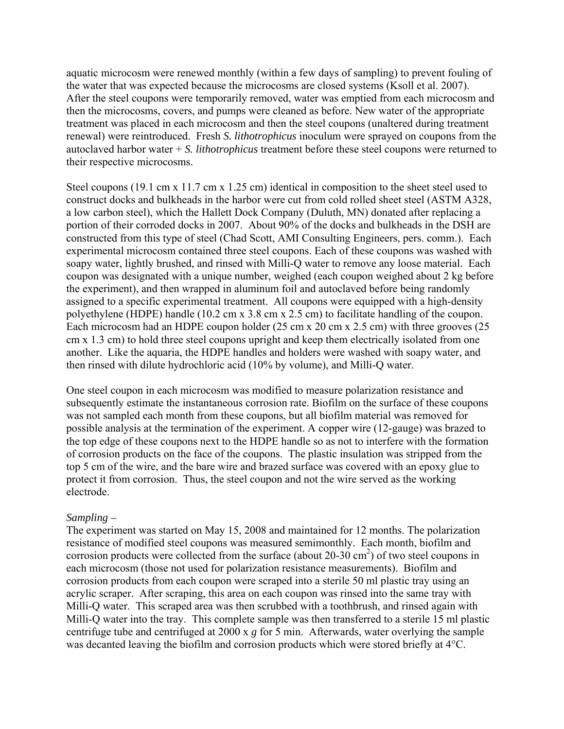aquatic microcosm were renewed monthly (within a few days of sampling) to prevent fouling of the water that was expected because the microcosms are closed systems (Ksoll et al. 2007). After the steel coupons were temporarily removed, water was emptied from each microcosm and then the microcosms, covers, and pumps were cleaned as before. New water of the appropriate treatment was placed in each microcosm and then the steel coupons (unaltered during treatment renewal) were reintroduced. Fresh *S. lithotrophicus* inoculum were sprayed on coupons from the autoclaved harbor water + *S. lithotrophicus* treatment before these steel coupons were returned to their respective microcosms.

Steel coupons (19.1 cm x 11.7 cm x 1.25 cm) identical in composition to the sheet steel used to construct docks and bulkheads in the harbor were cut from cold rolled sheet steel (ASTM A328, a low carbon steel), which the Hallett Dock Company (Duluth, MN) donated after replacing a portion of their corroded docks in 2007. About 90% of the docks and bulkheads in the DSH are constructed from this type of steel (Chad Scott, AMI Consulting Engineers, pers. comm.). Each experimental microcosm contained three steel coupons. Each of these coupons was washed with soapy water, lightly brushed, and rinsed with Milli-Q water to remove any loose material. Each coupon was designated with a unique number, weighed (each coupon weighed about 2 kg before the experiment), and then wrapped in aluminum foil and autoclaved before being randomly assigned to a specific experimental treatment. All coupons were equipped with a high-density polyethylene (HDPE) handle (10.2 cm x 3.8 cm x 2.5 cm) to facilitate handling of the coupon. Each microcosm had an HDPE coupon holder (25 cm x 20 cm x 2.5 cm) with three grooves (25 cm x 1.3 cm) to hold three steel coupons upright and keep them electrically isolated from one another. Like the aquaria, the HDPE handles and holders were washed with soapy water, and then rinsed with dilute hydrochloric acid (10% by volume), and Milli-Q water.

One steel coupon in each microcosm was modified to measure polarization resistance and subsequently estimate the instantaneous corrosion rate. Biofilm on the surface of these coupons was not sampled each month from these coupons, but all biofilm material was removed for possible analysis at the termination of the experiment. A copper wire (12-gauge) was brazed to the top edge of these coupons next to the HDPE handle so as not to interfere with the formation of corrosion products on the face of the coupons. The plastic insulation was stripped from the top 5 cm of the wire, and the bare wire and brazed surface was covered with an epoxy glue to protect it from corrosion. Thus, the steel coupon and not the wire served as the working electrode.

*Sampling –*

The experiment was started on May 15, 2008 and maintained for 12 months. The polarization resistance of modified steel coupons was measured semimonthly. Each month, biofilm and corrosion products were collected from the surface (about 20-30 $cm^2$) of two steel coupons in each microcosm (those not used for polarization resistance measurements). Biofilm and corrosion products from each coupon were scraped into a sterile 50 ml plastic tray using an acrylic scraper. After scraping, this area on each coupon was rinsed into the same tray with Milli-Q water. This scraped area was then scrubbed with a toothbrush, and rinsed again with Milli-Q water into the tray. This complete sample was then transferred to a sterile 15 ml plastic centrifuge tube and centrifuged at 2000 x *g* for 5 min. Afterwards, water overlying the sample was decanted leaving the biofilm and corrosion products which were stored briefly at 4°C.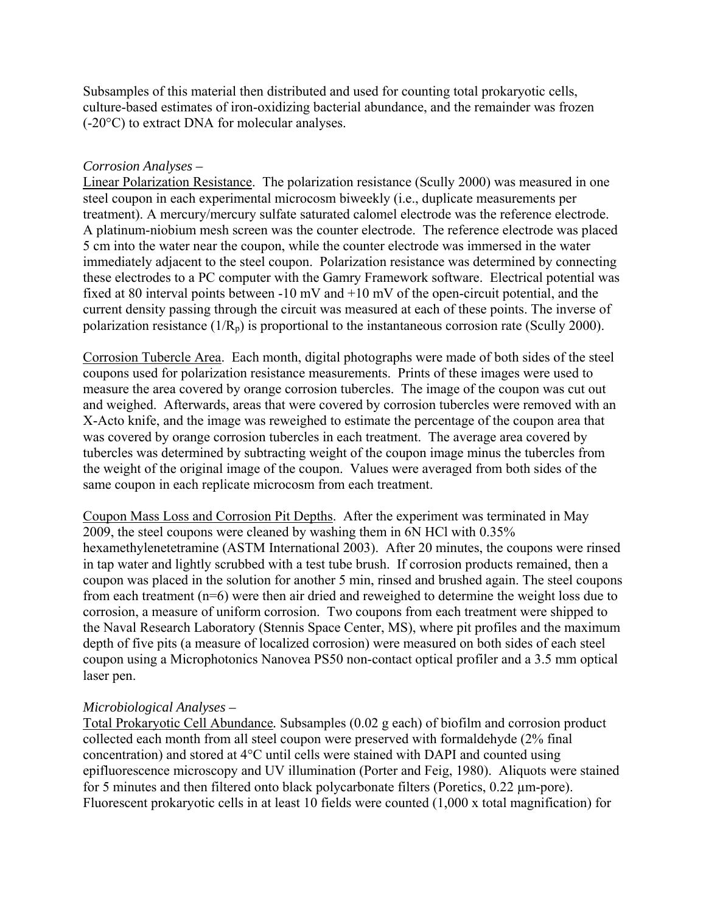Subsamples of this material then distributed and used for counting total prokaryotic cells, culture-based estimates of iron-oxidizing bacterial abundance, and the remainder was frozen (-20°C) to extract DNA for molecular analyses.

*Corrosion Analyses* –

Linear Polarization Resistance. The polarization resistance (Scully 2000) was measured in one steel coupon in each experimental microcosm biweekly (i.e., duplicate measurements per treatment). A mercury/mercury sulfate saturated calomel electrode was the reference electrode. A platinum-niobium mesh screen was the counter electrode. The reference electrode was placed 5 cm into the water near the coupon, while the counter electrode was immersed in the water immediately adjacent to the steel coupon. Polarization resistance was determined by connecting these electrodes to a PC computer with the Gamry Framework software. Electrical potential was fixed at 80 interval points between -10 mV and +10 mV of the open-circuit potential, and the current density passing through the circuit was measured at each of these points. The inverse of polarization resistance ($1/R_p$) is proportional to the instantaneous corrosion rate (Scully 2000).

Corrosion Tubercle Area. Each month, digital photographs were made of both sides of the steel coupons used for polarization resistance measurements. Prints of these images were used to measure the area covered by orange corrosion tubercles. The image of the coupon was cut out and weighed. Afterwards, areas that were covered by corrosion tubercles were removed with an X-Acto knife, and the image was reweighed to estimate the percentage of the coupon area that was covered by orange corrosion tubercles in each treatment. The average area covered by tubercles was determined by subtracting weight of the coupon image minus the tubercles from the weight of the original image of the coupon. Values were averaged from both sides of the same coupon in each replicate microcosm from each treatment.

Coupon Mass Loss and Corrosion Pit Depths. After the experiment was terminated in May 2009, the steel coupons were cleaned by washing them in 6N HCl with 0.35% hexamethylenetetramine (ASTM International 2003). After 20 minutes, the coupons were rinsed in tap water and lightly scrubbed with a test tube brush. If corrosion products remained, then a coupon was placed in the solution for another 5 min, rinsed and brushed again. The steel coupons from each treatment (n=6) were then air dried and reweighed to determine the weight loss due to corrosion, a measure of uniform corrosion. Two coupons from each treatment were shipped to the Naval Research Laboratory (Stennis Space Center, MS), where pit profiles and the maximum depth of five pits (a measure of localized corrosion) were measured on both sides of each steel coupon using a Microphotonics Nanovea PS50 non-contact optical profiler and a 3.5 mm optical laser pen.

*Microbiological Analyses* –

Total Prokaryotic Cell Abundance. Subsamples (0.02 g each) of biofilm and corrosion product collected each month from all steel coupon were preserved with formaldehyde (2% final concentration) and stored at 4°C until cells were stained with DAPI and counted using epifluorescence microscopy and UV illumination (Porter and Feig, 1980). Aliquots were stained for 5 minutes and then filtered onto black polycarbonate filters (Poretics, 0.22 µm-pore). Fluorescent prokaryotic cells in at least 10 fields were counted (1,000 x total magnification) for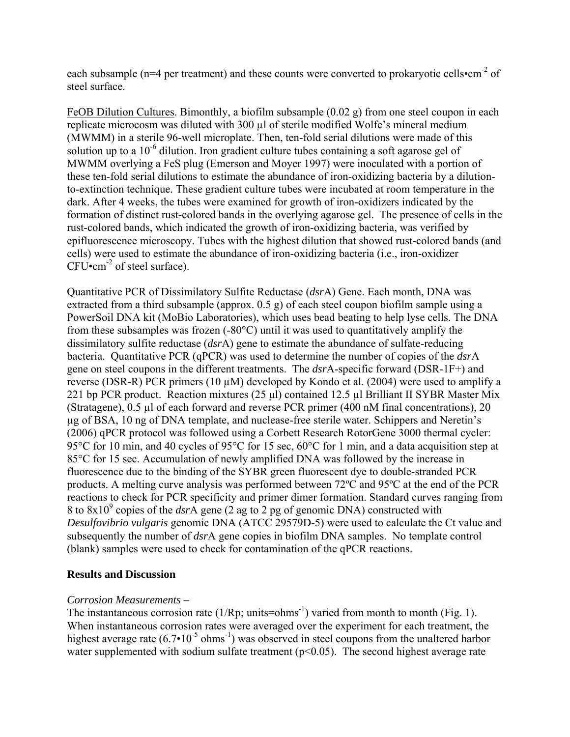each subsample (n=4 per treatment) and these counts were converted to prokaryotic cells•cm$^{-2}$ of steel surface.

FeOB Dilution Cultures. Bimonthly, a biofilm subsample (0.02 g) from one steel coupon in each replicate microcosm was diluted with 300 µl of sterile modified Wolfe's mineral medium (MWMM) in a sterile 96-well microplate. Then, ten-fold serial dilutions were made of this solution up to a $10^{-6}$ dilution. Iron gradient culture tubes containing a soft agarose gel of MWMM overlying a FeS plug (Emerson and Moyer 1997) were inoculated with a portion of these ten-fold serial dilutions to estimate the abundance of iron-oxidizing bacteria by a dilution-to-extinction technique. These gradient culture tubes were incubated at room temperature in the dark. After 4 weeks, the tubes were examined for growth of iron-oxidizers indicated by the formation of distinct rust-colored bands in the overlying agarose gel. The presence of cells in the rust-colored bands, which indicated the growth of iron-oxidizing bacteria, was verified by epifluorescence microscopy. Tubes with the highest dilution that showed rust-colored bands (and cells) were used to estimate the abundance of iron-oxidizing bacteria (i.e., iron-oxidizer CFU•cm$^{-2}$ of steel surface).

Quantitative PCR of Dissimilatory Sulfite Reductase (*dsr*A) Gene. Each month, DNA was extracted from a third subsample (approx. 0.5 g) of each steel coupon biofilm sample using a PowerSoil DNA kit (MoBio Laboratories), which uses bead beating to help lyse cells. The DNA from these subsamples was frozen (-80°C) until it was used to quantitatively amplify the dissimilatory sulfite reductase (*dsr*A) gene to estimate the abundance of sulfate-reducing bacteria. Quantitative PCR (qPCR) was used to determine the number of copies of the *dsr*A gene on steel coupons in the different treatments. The *dsr*A-specific forward (DSR-1F+) and reverse (DSR-R) PCR primers (10 µM) developed by Kondo et al. (2004) were used to amplify a 221 bp PCR product. Reaction mixtures (25 µl) contained 12.5 µl Brilliant II SYBR Master Mix (Stratagene), 0.5 µl of each forward and reverse PCR primer (400 nM final concentrations), 20 µg of BSA, 10 ng of DNA template, and nuclease-free sterile water. Schippers and Neretin's (2006) qPCR protocol was followed using a Corbett Research RotorGene 3000 thermal cycler: 95°C for 10 min, and 40 cycles of 95°C for 15 sec, 60°C for 1 min, and a data acquisition step at 85°C for 15 sec. Accumulation of newly amplified DNA was followed by the increase in fluorescence due to the binding of the SYBR green fluorescent dye to double-stranded PCR products. A melting curve analysis was performed between 72ºC and 95ºC at the end of the PCR reactions to check for PCR specificity and primer dimer formation. Standard curves ranging from 8 to $8 \times 10^9$ copies of the *dsr*A gene (2 ag to 2 pg of genomic DNA) constructed with *Desulfovibrio vulgaris* genomic DNA (ATCC 29579D-5) were used to calculate the Ct value and subsequently the number of *dsr*A gene copies in biofilm DNA samples. No template control (blank) samples were used to check for contamination of the qPCR reactions.

## Results and Discussion

*Corrosion Measurements –*

The instantaneous corrosion rate (1/Rp; units=ohms$^{-1}$) varied from month to month (Fig. 1). When instantaneous corrosion rates were averaged over the experiment for each treatment, the highest average rate ($6.7 \cdot 10^{-5}$ ohms$^{-1}$) was observed in steel coupons from the unaltered harbor water supplemented with sodium sulfate treatment ($p<0.05$). The second highest average rate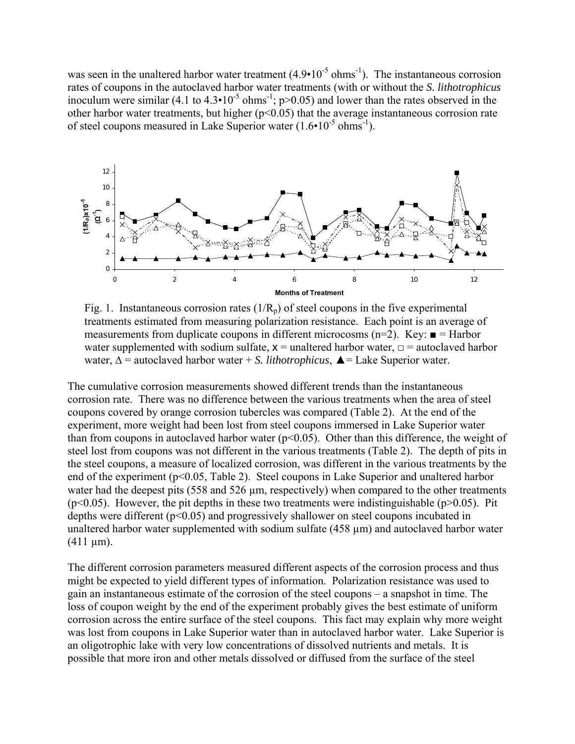was seen in the unaltered harbor water treatment ($4.9 \cdot 10^{-5}$ ohms$^{-1}$). The instantaneous corrosion rates of coupons in the autoclaved harbor water treatments (with or without the *S. lithotrophicus* inoculum were similar (4.1 to $4.3 \cdot 10^{-5}$ ohms$^{-1}$; $p>0.05$) and lower than the rates observed in the other harbor water treatments, but higher ($p<0.05$) that the average instantaneous corrosion rate of steel coupons measured in Lake Superior water ($1.6 \cdot 10^{-5}$ ohms$^{-1}$).

Fig. 1. Instantaneous corrosion rates ($1/R_p$) of steel coupons in the five experimental treatments estimated from measuring polarization resistance. Each point is an average of measurements from duplicate coupons in different microcosms (n=2). Key: ■ = Harbor water supplemented with sodium sulfate, x = unaltered harbor water, □ = autoclaved harbor water, Δ = autoclaved harbor water + *S. lithotrophicus*, ▲= Lake Superior water.

The cumulative corrosion measurements showed different trends than the instantaneous corrosion rate. There was no difference between the various treatments when the area of steel coupons covered by orange corrosion tubercles was compared (Table 2). At the end of the experiment, more weight had been lost from steel coupons immersed in Lake Superior water than from coupons in autoclaved harbor water ($p<0.05$). Other than this difference, the weight of steel lost from coupons was not different in the various treatments (Table 2). The depth of pits in the steel coupons, a measure of localized corrosion, was different in the various treatments by the end of the experiment ($p<0.05$, Table 2). Steel coupons in Lake Superior and unaltered harbor water had the deepest pits (558 and 526 µm, respectively) when compared to the other treatments ($p<0.05$). However, the pit depths in these two treatments were indistinguishable ($p>0.05$). Pit depths were different ($p<0.05$) and progressively shallower on steel coupons incubated in unaltered harbor water supplemented with sodium sulfate (458 µm) and autoclaved harbor water (411 µm).

The different corrosion parameters measured different aspects of the corrosion process and thus might be expected to yield different types of information. Polarization resistance was used to gain an instantaneous estimate of the corrosion of the steel coupons – a snapshot in time. The loss of coupon weight by the end of the experiment probably gives the best estimate of uniform corrosion across the entire surface of the steel coupons. This fact may explain why more weight was lost from coupons in Lake Superior water than in autoclaved harbor water. Lake Superior is an oligotrophic lake with very low concentrations of dissolved nutrients and metals. It is possible that more iron and other metals dissolved or diffused from the surface of the steel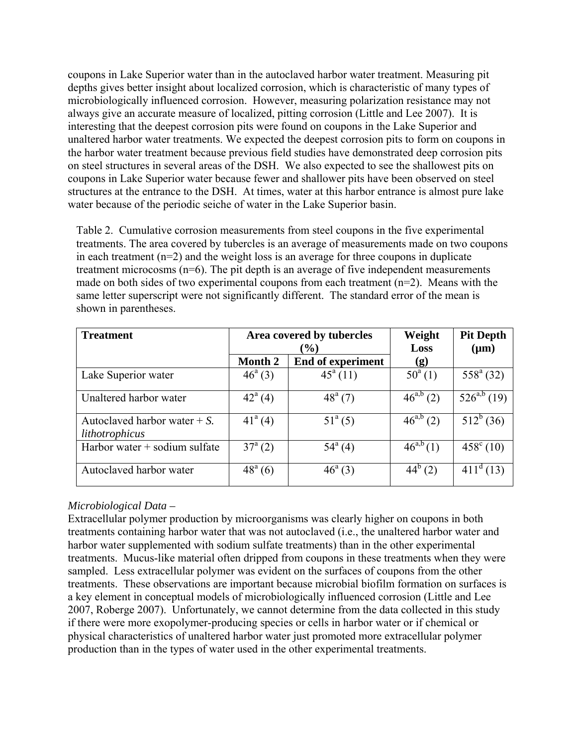coupons in Lake Superior water than in the autoclaved harbor water treatment. Measuring pit depths gives better insight about localized corrosion, which is characteristic of many types of microbiologically influenced corrosion. However, measuring polarization resistance may not always give an accurate measure of localized, pitting corrosion (Little and Lee 2007). It is interesting that the deepest corrosion pits were found on coupons in the Lake Superior and unaltered harbor water treatments. We expected the deepest corrosion pits to form on coupons in the harbor water treatment because previous field studies have demonstrated deep corrosion pits on steel structures in several areas of the DSH. We also expected to see the shallowest pits on coupons in Lake Superior water because fewer and shallower pits have been observed on steel structures at the entrance to the DSH. At times, water at this harbor entrance is almost pure lake water because of the periodic seiche of water in the Lake Superior basin.

Table 2. Cumulative corrosion measurements from steel coupons in the five experimental treatments. The area covered by tubercles is an average of measurements made on two coupons in each treatment (n=2) and the weight loss is an average for three coupons in duplicate treatment microcosms (n=6). The pit depth is an average of five independent measurements made on both sides of two experimental coupons from each treatment (n=2). Means with the same letter superscript were not significantly different. The standard error of the mean is shown in parentheses.

| Treatment | Area covered by tubercles (%) | | Weight Loss (g) | Pit Depth (μm) |
|---|---|---|---|---|
| | Month 2 | End of experiment | | |
| Lake Superior water | $46^{a}$ (3) | $45^{a}$ (11) | $50^{a}$ (1) | $558^{a}$ (32) |
| Unaltered harbor water | $42^{a}$ (4) | $48^{a}$ (7) | $46^{a,b}$ (2) | $526^{a,b}$ (19) |
| Autoclaved harbor water + *S. lithotrophicus* | $41^{a}$ (4) | $51^{a}$ (5) | $46^{a,b}$ (2) | $512^{b}$ (36) |
| Harbor water + sodium sulfate | $37^{a}$ (2) | $54^{a}$ (4) | $46^{a,b}$ (1) | $458^{c}$ (10) |
| Autoclaved harbor water | $48^{a}$ (6) | $46^{a}$ (3) | $44^{b}$ (2) | $411^{d}$ (13) |

*Microbiological Data –*

Extracellular polymer production by microorganisms was clearly higher on coupons in both treatments containing harbor water that was not autoclaved (i.e., the unaltered harbor water and harbor water supplemented with sodium sulfate treatments) than in the other experimental treatments. Mucus-like material often dripped from coupons in these treatments when they were sampled. Less extracellular polymer was evident on the surfaces of coupons from the other treatments. These observations are important because microbial biofilm formation on surfaces is a key element in conceptual models of microbiologically influenced corrosion (Little and Lee 2007, Roberge 2007). Unfortunately, we cannot determine from the data collected in this study if there were more exopolymer-producing species or cells in harbor water or if chemical or physical characteristics of unaltered harbor water just promoted more extracellular polymer production than in the types of water used in the other experimental treatments.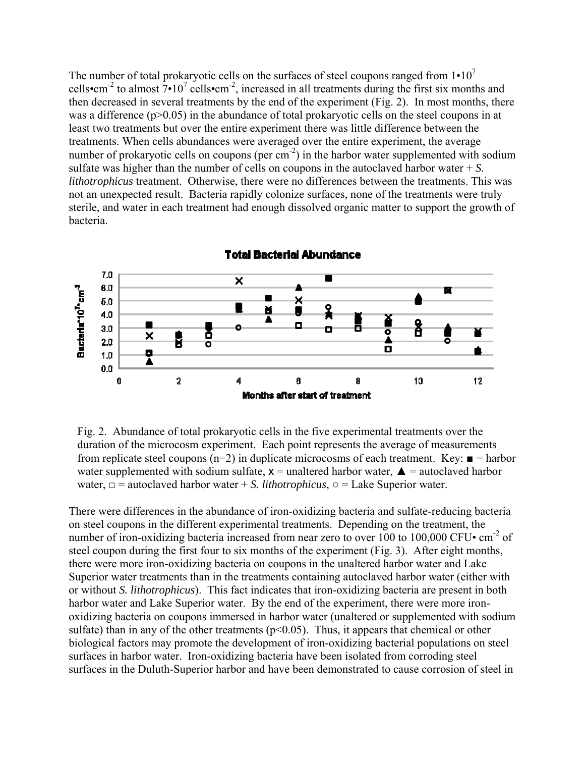The number of total prokaryotic cells on the surfaces of steel coupons ranged from $1 \bullet 10^7$ cells•cm$^{-2}$ to almost $7 \bullet 10^7$ cells•cm$^{-2}$, increased in all treatments during the first six months and then decreased in several treatments by the end of the experiment (Fig. 2). In most months, there was a difference ($p>0.05$) in the abundance of total prokaryotic cells on the steel coupons in at least two treatments but over the entire experiment there was little difference between the treatments. When cells abundances were averaged over the entire experiment, the average number of prokaryotic cells on coupons (per cm$^{-2}$) in the harbor water supplemented with sodium sulfate was higher than the number of cells on coupons in the autoclaved harbor water + *S. lithotrophicus* treatment. Otherwise, there were no differences between the treatments. This was not an unexpected result. Bacteria rapidly colonize surfaces, none of the treatments were truly sterile, and water in each treatment had enough dissolved organic matter to support the growth of bacteria.

Fig. 2. Abundance of total prokaryotic cells in the five experimental treatments over the duration of the microcosm experiment. Each point represents the average of measurements from replicate steel coupons (n=2) in duplicate microcosms of each treatment. Key: ■ = harbor water supplemented with sodium sulfate, x = unaltered harbor water, ▲ = autoclaved harbor water, □ = autoclaved harbor water + *S. lithotrophicus*, ○ = Lake Superior water.

There were differences in the abundance of iron-oxidizing bacteria and sulfate-reducing bacteria on steel coupons in the different experimental treatments. Depending on the treatment, the number of iron-oxidizing bacteria increased from near zero to over 100 to 100,000 CFU• cm$^{-2}$ of steel coupon during the first four to six months of the experiment (Fig. 3). After eight months, there were more iron-oxidizing bacteria on coupons in the unaltered harbor water and Lake Superior water treatments than in the treatments containing autoclaved harbor water (either with or without *S. lithotrophicus*). This fact indicates that iron-oxidizing bacteria are present in both harbor water and Lake Superior water. By the end of the experiment, there were more iron-oxidizing bacteria on coupons immersed in harbor water (unaltered or supplemented with sodium sulfate) than in any of the other treatments ($p<0.05$). Thus, it appears that chemical or other biological factors may promote the development of iron-oxidizing bacterial populations on steel surfaces in harbor water. Iron-oxidizing bacteria have been isolated from corroding steel surfaces in the Duluth-Superior harbor and have been demonstrated to cause corrosion of steel in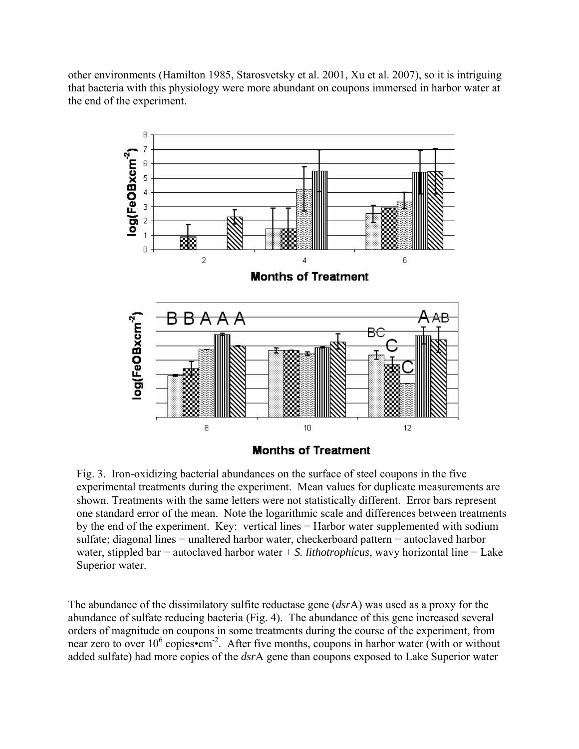other environments (Hamilton 1985, Starosvetsky et al. 2001, Xu et al. 2007), so it is intriguing that bacteria with this physiology were more abundant on coupons immersed in harbor water at the end of the experiment.

Fig. 3. Iron-oxidizing bacterial abundances on the surface of steel coupons in the five experimental treatments during the experiment. Mean values for duplicate measurements are shown. Treatments with the same letters were not statistically different. Error bars represent one standard error of the mean. Note the logarithmic scale and differences between treatments by the end of the experiment. Key: vertical lines = Harbor water supplemented with sodium sulfate; diagonal lines = unaltered harbor water, checkerboard pattern = autoclaved harbor water, stippled bar = autoclaved harbor water + *S. lithotrophicus*, wavy horizontal line = Lake Superior water.

The abundance of the dissimilatory sulfite reductase gene (*dsr*A) was used as a proxy for the abundance of sulfate reducing bacteria (Fig. 4). The abundance of this gene increased several orders of magnitude on coupons in some treatments during the course of the experiment, from near zero to over $10^6$ copies•cm$^{-2}$. After five months, coupons in harbor water (with or without added sulfate) had more copies of the *dsr*A gene than coupons exposed to Lake Superior water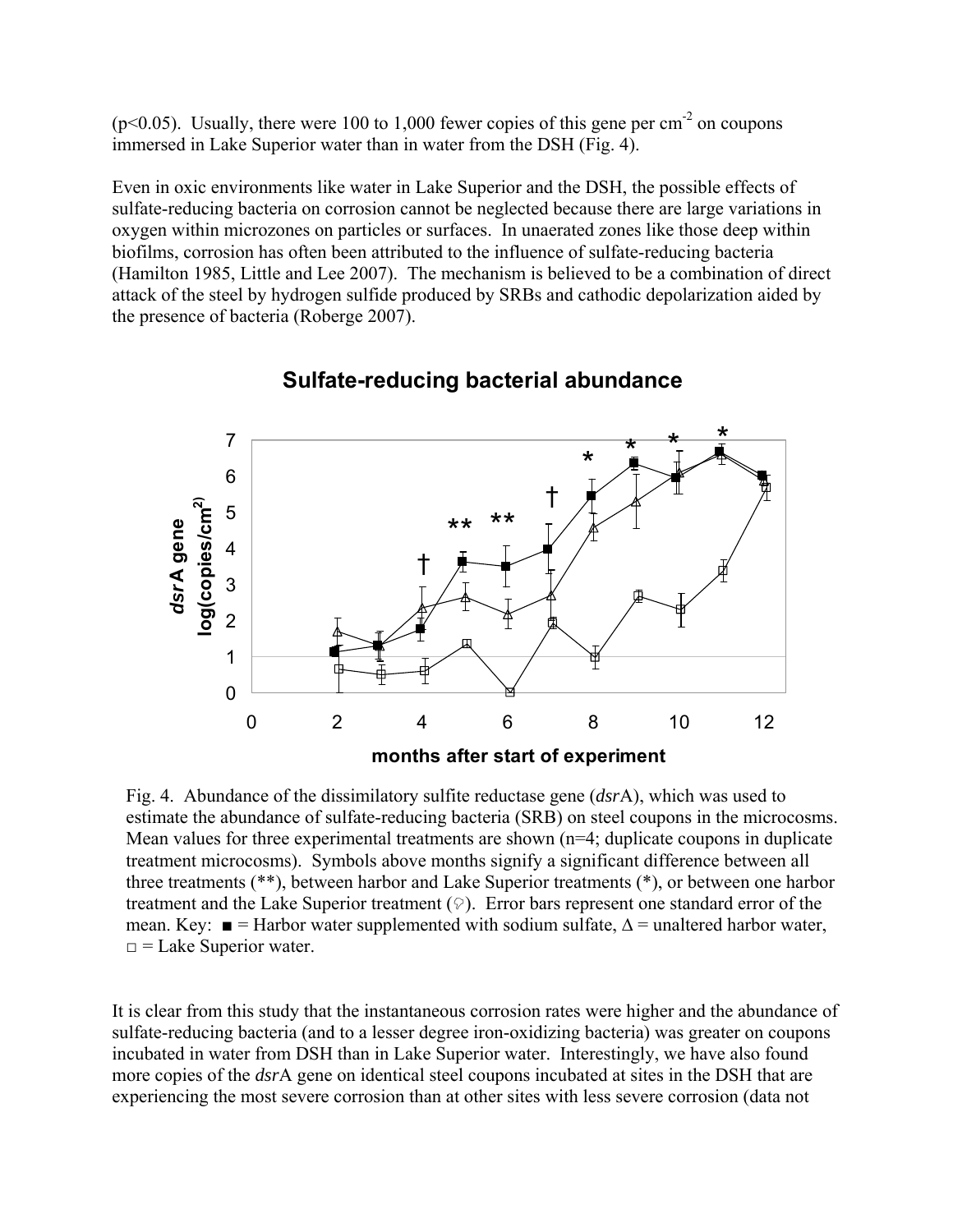(p<0.05). Usually, there were 100 to 1,000 fewer copies of this gene per $cm^{-2}$ on coupons immersed in Lake Superior water than in water from the DSH (Fig. 4).

Even in oxic environments like water in Lake Superior and the DSH, the possible effects of sulfate-reducing bacteria on corrosion cannot be neglected because there are large variations in oxygen within microzones on particles or surfaces. In unaerated zones like those deep within biofilms, corrosion has often been attributed to the influence of sulfate-reducing bacteria (Hamilton 1985, Little and Lee 2007). The mechanism is believed to be a combination of direct attack of the steel by hydrogen sulfide produced by SRBs and cathodic depolarization aided by the presence of bacteria (Roberge 2007).

Fig. 4. Abundance of the dissimilatory sulfite reductase gene (*dsr*A), which was used to estimate the abundance of sulfate-reducing bacteria (SRB) on steel coupons in the microcosms. Mean values for three experimental treatments are shown (n=4; duplicate coupons in duplicate treatment microcosms). Symbols above months signify a significant difference between all three treatments (**), between harbor and Lake Superior treatments (*), or between one harbor treatment and the Lake Superior treatment (†). Error bars represent one standard error of the mean. Key: ■ = Harbor water supplemented with sodium sulfate, Δ = unaltered harbor water, □ = Lake Superior water.

It is clear from this study that the instantaneous corrosion rates were higher and the abundance of sulfate-reducing bacteria (and to a lesser degree iron-oxidizing bacteria) was greater on coupons incubated in water from DSH than in Lake Superior water. Interestingly, we have also found more copies of the *dsr*A gene on identical steel coupons incubated at sites in the DSH that are experiencing the most severe corrosion than at other sites with less severe corrosion (data not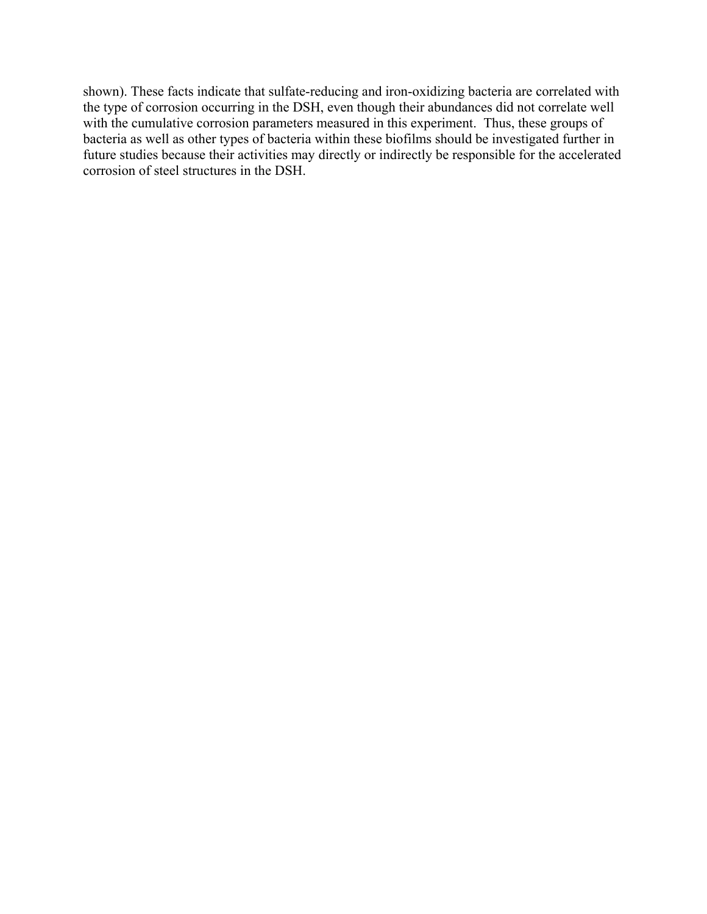shown). These facts indicate that sulfate-reducing and iron-oxidizing bacteria are correlated with the type of corrosion occurring in the DSH, even though their abundances did not correlate well with the cumulative corrosion parameters measured in this experiment. Thus, these groups of bacteria as well as other types of bacteria within these biofilms should be investigated further in future studies because their activities may directly or indirectly be responsible for the accelerated corrosion of steel structures in the DSH.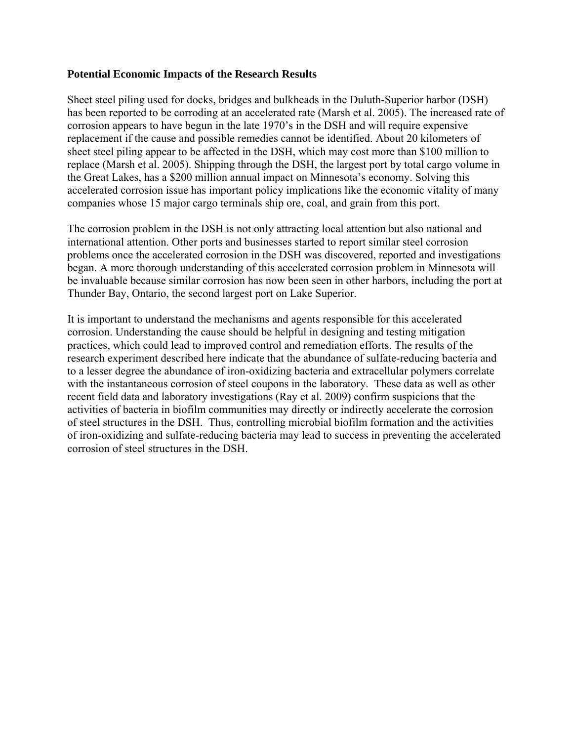**Potential Economic Impacts of the Research Results**

Sheet steel piling used for docks, bridges and bulkheads in the Duluth-Superior harbor (DSH) has been reported to be corroding at an accelerated rate (Marsh et al. 2005). The increased rate of corrosion appears to have begun in the late 1970's in the DSH and will require expensive replacement if the cause and possible remedies cannot be identified. About 20 kilometers of sheet steel piling appear to be affected in the DSH, which may cost more than $100 million to replace (Marsh et al. 2005). Shipping through the DSH, the largest port by total cargo volume in the Great Lakes, has a $200 million annual impact on Minnesota's economy. Solving this accelerated corrosion issue has important policy implications like the economic vitality of many companies whose 15 major cargo terminals ship ore, coal, and grain from this port.

The corrosion problem in the DSH is not only attracting local attention but also national and international attention. Other ports and businesses started to report similar steel corrosion problems once the accelerated corrosion in the DSH was discovered, reported and investigations began. A more thorough understanding of this accelerated corrosion problem in Minnesota will be invaluable because similar corrosion has now been seen in other harbors, including the port at Thunder Bay, Ontario, the second largest port on Lake Superior.

It is important to understand the mechanisms and agents responsible for this accelerated corrosion. Understanding the cause should be helpful in designing and testing mitigation practices, which could lead to improved control and remediation efforts. The results of the research experiment described here indicate that the abundance of sulfate-reducing bacteria and to a lesser degree the abundance of iron-oxidizing bacteria and extracellular polymers correlate with the instantaneous corrosion of steel coupons in the laboratory. These data as well as other recent field data and laboratory investigations (Ray et al. 2009) confirm suspicions that the activities of bacteria in biofilm communities may directly or indirectly accelerate the corrosion of steel structures in the DSH. Thus, controlling microbial biofilm formation and the activities of iron-oxidizing and sulfate-reducing bacteria may lead to success in preventing the accelerated corrosion of steel structures in the DSH.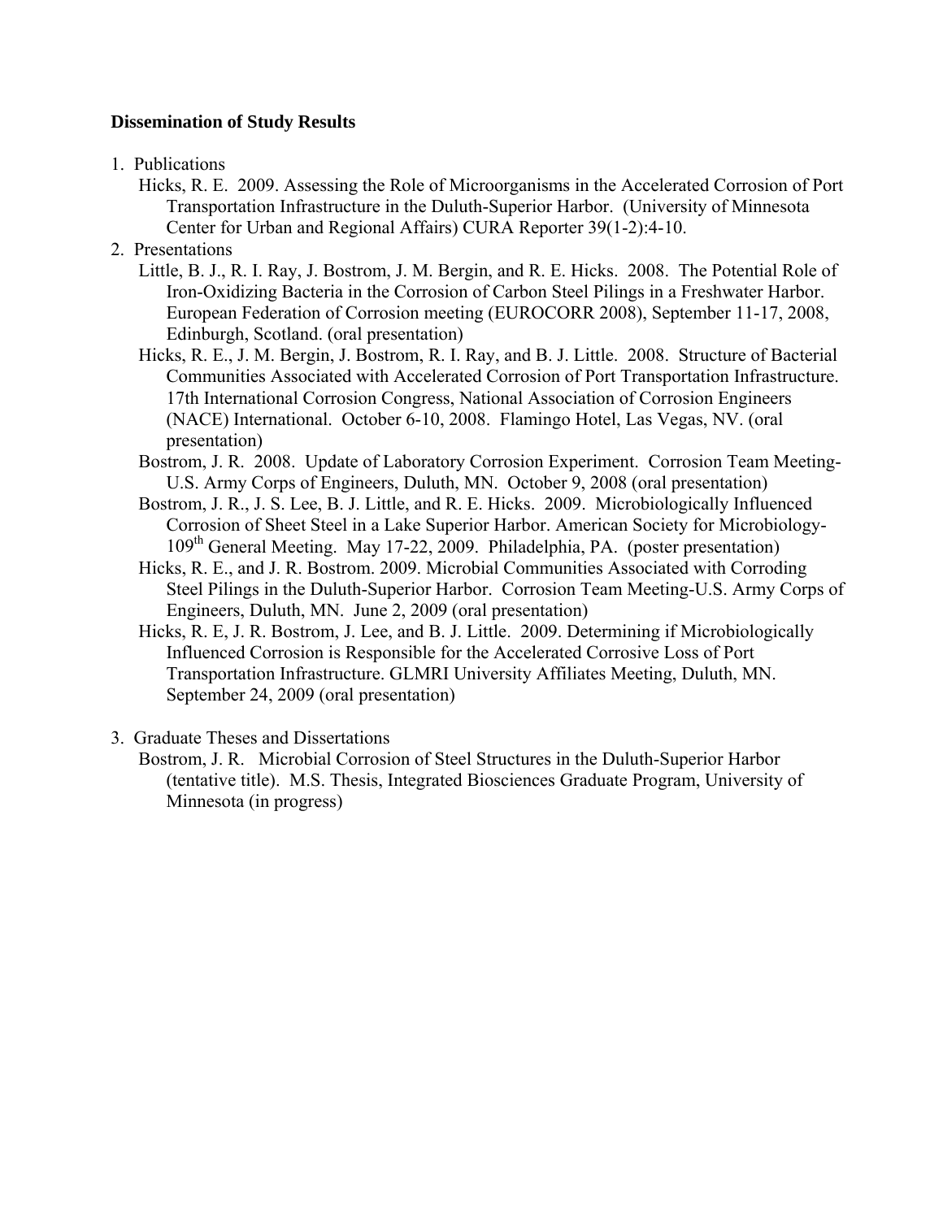**Dissemination of Study Results**

1. Publications

   Hicks, R. E. 2009. Assessing the Role of Microorganisms in the Accelerated Corrosion of Port Transportation Infrastructure in the Duluth-Superior Harbor. (University of Minnesota Center for Urban and Regional Affairs) CURA Reporter 39(1-2):4-10.

2. Presentations

   Little, B. J., R. I. Ray, J. Bostrom, J. M. Bergin, and R. E. Hicks. 2008. The Potential Role of Iron-Oxidizing Bacteria in the Corrosion of Carbon Steel Pilings in a Freshwater Harbor. European Federation of Corrosion meeting (EUROCORR 2008), September 11-17, 2008, Edinburgh, Scotland. (oral presentation)

   Hicks, R. E., J. M. Bergin, J. Bostrom, R. I. Ray, and B. J. Little. 2008. Structure of Bacterial Communities Associated with Accelerated Corrosion of Port Transportation Infrastructure. 17th International Corrosion Congress, National Association of Corrosion Engineers (NACE) International. October 6-10, 2008. Flamingo Hotel, Las Vegas, NV. (oral presentation)

   Bostrom, J. R. 2008. Update of Laboratory Corrosion Experiment. Corrosion Team Meeting-U.S. Army Corps of Engineers, Duluth, MN. October 9, 2008 (oral presentation)

   Bostrom, J. R., J. S. Lee, B. J. Little, and R. E. Hicks. 2009. Microbiologically Influenced Corrosion of Sheet Steel in a Lake Superior Harbor. American Society for Microbiology-109th General Meeting. May 17-22, 2009. Philadelphia, PA. (poster presentation)

   Hicks, R. E., and J. R. Bostrom. 2009. Microbial Communities Associated with Corroding Steel Pilings in the Duluth-Superior Harbor. Corrosion Team Meeting-U.S. Army Corps of Engineers, Duluth, MN. June 2, 2009 (oral presentation)

   Hicks, R. E, J. R. Bostrom, J. Lee, and B. J. Little. 2009. Determining if Microbiologically Influenced Corrosion is Responsible for the Accelerated Corrosive Loss of Port Transportation Infrastructure. GLMRI University Affiliates Meeting, Duluth, MN. September 24, 2009 (oral presentation)

3. Graduate Theses and Dissertations

   Bostrom, J. R. Microbial Corrosion of Steel Structures in the Duluth-Superior Harbor (tentative title). M.S. Thesis, Integrated Biosciences Graduate Program, University of Minnesota (in progress)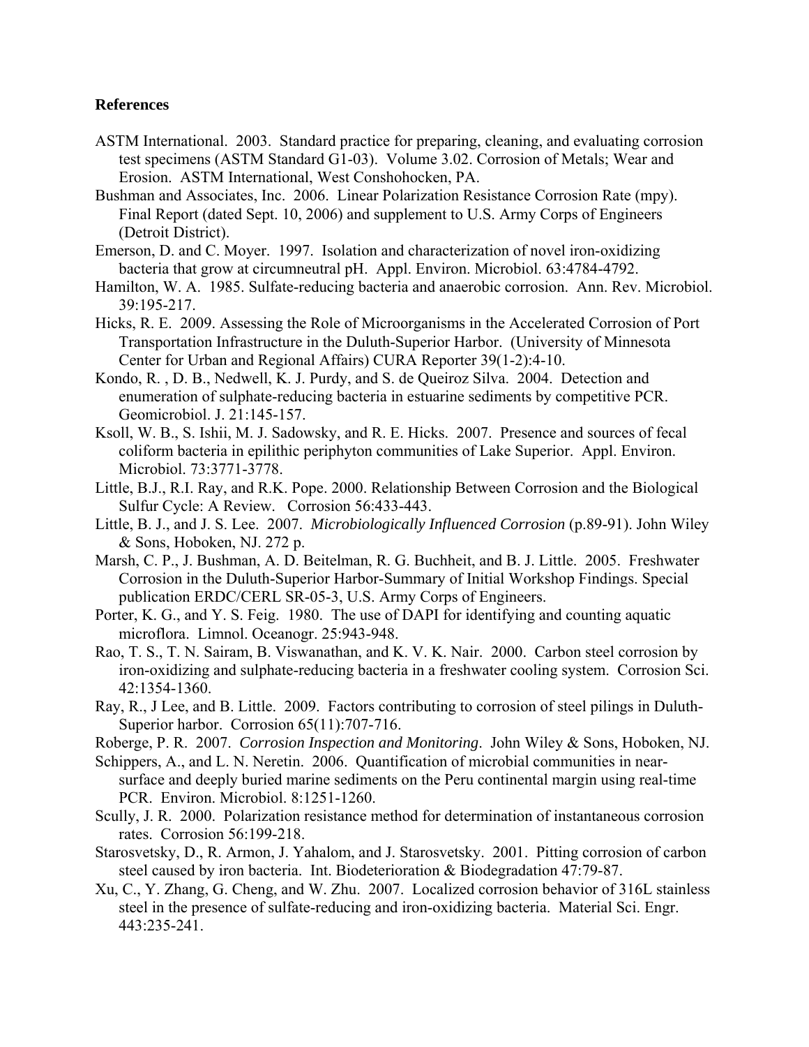**References**

ASTM International. 2003. Standard practice for preparing, cleaning, and evaluating corrosion test specimens (ASTM Standard G1-03). Volume 3.02. Corrosion of Metals; Wear and Erosion. ASTM International, West Conshohocken, PA.

Bushman and Associates, Inc. 2006. Linear Polarization Resistance Corrosion Rate (mpy). Final Report (dated Sept. 10, 2006) and supplement to U.S. Army Corps of Engineers (Detroit District).

Emerson, D. and C. Moyer. 1997. Isolation and characterization of novel iron-oxidizing bacteria that grow at circumneutral pH. Appl. Environ. Microbiol. 63:4784-4792.

Hamilton, W. A. 1985. Sulfate-reducing bacteria and anaerobic corrosion. Ann. Rev. Microbiol. 39:195-217.

Hicks, R. E. 2009. Assessing the Role of Microorganisms in the Accelerated Corrosion of Port Transportation Infrastructure in the Duluth-Superior Harbor. (University of Minnesota Center for Urban and Regional Affairs) CURA Reporter 39(1-2):4-10.

Kondo, R. , D. B., Nedwell, K. J. Purdy, and S. de Queiroz Silva. 2004. Detection and enumeration of sulphate-reducing bacteria in estuarine sediments by competitive PCR. Geomicrobiol. J. 21:145-157.

Ksoll, W. B., S. Ishii, M. J. Sadowsky, and R. E. Hicks. 2007. Presence and sources of fecal coliform bacteria in epilithic periphyton communities of Lake Superior. Appl. Environ. Microbiol. 73:3771-3778.

Little, B.J., R.I. Ray, and R.K. Pope. 2000. Relationship Between Corrosion and the Biological Sulfur Cycle: A Review. Corrosion 56:433-443.

Little, B. J., and J. S. Lee. 2007. *Microbiologically Influenced Corrosion* (p.89-91). John Wiley & Sons, Hoboken, NJ. 272 p.

Marsh, C. P., J. Bushman, A. D. Beitelman, R. G. Buchheit, and B. J. Little. 2005. Freshwater Corrosion in the Duluth-Superior Harbor-Summary of Initial Workshop Findings. Special publication ERDC/CERL SR-05-3, U.S. Army Corps of Engineers.

Porter, K. G., and Y. S. Feig. 1980. The use of DAPI for identifying and counting aquatic microflora. Limnol. Oceanogr. 25:943-948.

Rao, T. S., T. N. Sairam, B. Viswanathan, and K. V. K. Nair. 2000. Carbon steel corrosion by iron-oxidizing and sulphate-reducing bacteria in a freshwater cooling system. Corrosion Sci. 42:1354-1360.

Ray, R., J Lee, and B. Little. 2009. Factors contributing to corrosion of steel pilings in Duluth-Superior harbor. Corrosion 65(11):707-716.

Roberge, P. R. 2007. *Corrosion Inspection and Monitoring*. John Wiley & Sons, Hoboken, NJ.

Schippers, A., and L. N. Neretin. 2006. Quantification of microbial communities in near-surface and deeply buried marine sediments on the Peru continental margin using real-time PCR. Environ. Microbiol. 8:1251-1260.

Scully, J. R. 2000. Polarization resistance method for determination of instantaneous corrosion rates. Corrosion 56:199-218.

Starosvetsky, D., R. Armon, J. Yahalom, and J. Starosvetsky. 2001. Pitting corrosion of carbon steel caused by iron bacteria. Int. Biodeterioration & Biodegradation 47:79-87.

Xu, C., Y. Zhang, G. Cheng, and W. Zhu. 2007. Localized corrosion behavior of 316L stainless steel in the presence of sulfate-reducing and iron-oxidizing bacteria. Material Sci. Engr. 443:235-241.